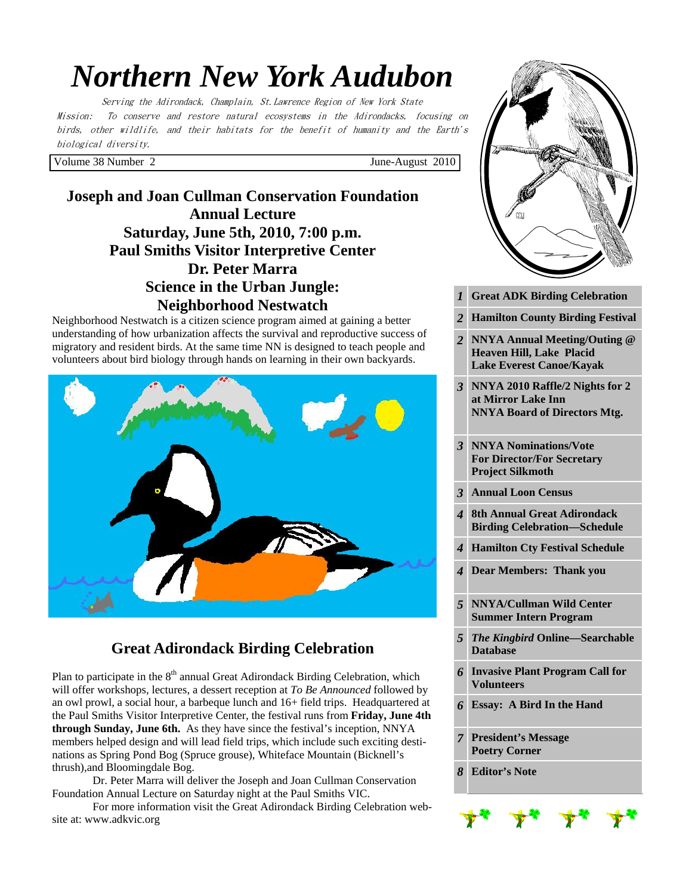# Northern New York Audubon

*Serving the Adirondack, Champlain, St. Lawrence Region of New York State*

*Mission: To conserve and restore natural ecosystems in the Adirondacks, focusing on birds, other wildlife, and their habitats for the benefit of humanity and the Earth's biological diversity.*

Volume 38 Number 2 — June-August 2010

## Joseph and Joan Cullman Conservation Foundation Annual Lecture
## Saturday, June 5th, 2010, 7:00 p.m.
## Paul Smiths Visitor Interpretive Center
## Dr. Peter Marra
## Science in the Urban Jungle: Neighborhood Nestwatch

Neighborhood Nestwatch is a citizen science program aimed at gaining a better understanding of how urbanization affects the survival and reproductive success of migratory and resident birds. At the same time NN is designed to teach people and volunteers about bird biology through hands on learning in their own backyards.

## Great Adirondack Birding Celebration

Plan to participate in the 8th annual Great Adirondack Birding Celebration, which will offer workshops, lectures, a dessert reception at *To Be Announced* followed by an owl prowl, a social hour, a barbeque lunch and 16+ field trips. Headquartered at the Paul Smiths Visitor Interpretive Center, the festival runs from **Friday, June 4th through Sunday, June 6th.** As they have since the festival's inception, NNYA members helped design and will lead field trips, which include such exciting destinations as Spring Pond Bog (Spruce grouse), Whiteface Mountain (Bicknell's thrush),and Bloomingdale Bog.

Dr. Peter Marra will deliver the Joseph and Joan Cullman Conservation Foundation Annual Lecture on Saturday night at the Paul Smiths VIC.

For more information visit the Great Adirondack Birding Celebration website at: www.adkvic.org

| Page | Contents |
|---|---|
| 1 | **Great ADK Birding Celebration** |
| 2 | **Hamilton County Birding Festival** |
| 2 | **NNYA Annual Meeting/Outing @ Heaven Hill, Lake Placid Lake Everest Canoe/Kayak** |
| 3 | **NNYA 2010 Raffle/2 Nights for 2 at Mirror Lake Inn NNYA Board of Directors Mtg.** |
| 3 | **NNYA Nominations/Vote For Director/For Secretary Project Silkmoth** |
| 3 | **Annual Loon Census** |
| 4 | **8th Annual Great Adirondack Birding Celebration—Schedule** |
| 4 | **Hamilton Cty Festival Schedule** |
| 4 | **Dear Members: Thank you** |
| 5 | **NNYA/Cullman Wild Center Summer Intern Program** |
| 5 | ***The Kingbird* Online—Searchable Database** |
| 6 | **Invasive Plant Program Call for Volunteers** |
| 6 | **Essay: A Bird In the Hand** |
| 7 | **President's Message Poetry Corner** |
| 8 | **Editor's Note** |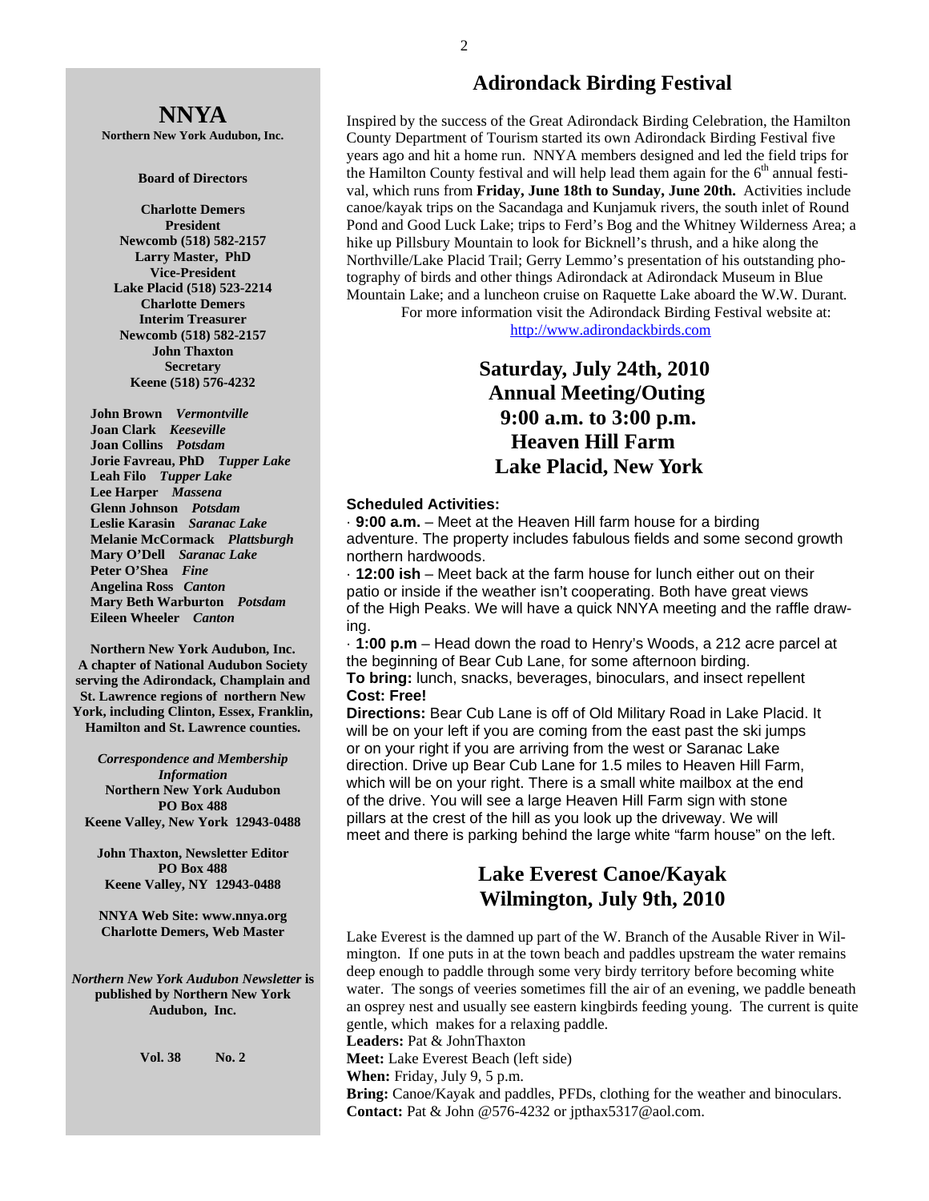## NNYA

**Northern New York Audubon, Inc.**

**Board of Directors**

**Charlotte Demers**
**President**
**Newcomb (518) 582-2157**
**Larry Master, PhD**
**Vice-President**
**Lake Placid (518) 523-2214**
**Charlotte Demers**
**Interim Treasurer**
**Newcomb (518) 582-2157**
**John Thaxton**
**Secretary**
**Keene (518) 576-4232**

**John Brown** *Vermontville*
**Joan Clark** *Keeseville*
**Joan Collins** *Potsdam*
**Jorie Favreau, PhD** *Tupper Lake*
**Leah Filo** *Tupper Lake*
**Lee Harper** *Massena*
**Glenn Johnson** *Potsdam*
**Leslie Karasin** *Saranac Lake*
**Melanie McCormack** *Plattsburgh*
**Mary O'Dell** *Saranac Lake*
**Peter O'Shea** *Fine*
**Angelina Ross** *Canton*
**Mary Beth Warburton** *Potsdam*
**Eileen Wheeler** *Canton*

**Northern New York Audubon, Inc. A chapter of National Audubon Society serving the Adirondack, Champlain and St. Lawrence regions of northern New York, including Clinton, Essex, Franklin, Hamilton and St. Lawrence counties.**

***Correspondence and Membership Information***
**Northern New York Audubon**
**PO Box 488**
**Keene Valley, New York 12943-0488**

**John Thaxton, Newsletter Editor**
**PO Box 488**
**Keene Valley, NY 12943-0488**

**NNYA Web Site: www.nnya.org**
**Charlotte Demers, Web Master**

***Northern New York Audubon Newsletter*** **is published by Northern New York Audubon, Inc.**

**Vol. 38 No. 2**

# Adirondack Birding Festival

Inspired by the success of the Great Adirondack Birding Celebration, the Hamilton County Department of Tourism started its own Adirondack Birding Festival five years ago and hit a home run. NNYA members designed and led the field trips for the Hamilton County festival and will help lead them again for the 6th annual festival, which runs from **Friday, June 18th to Sunday, June 20th.** Activities include canoe/kayak trips on the Sacandaga and Kunjamuk rivers, the south inlet of Round Pond and Good Luck Lake; trips to Ferd's Bog and the Whitney Wilderness Area; a hike up Pillsbury Mountain to look for Bicknell's thrush, and a hike along the Northville/Lake Placid Trail; Gerry Lemmo's presentation of his outstanding photography of birds and other things Adirondack at Adirondack Museum in Blue Mountain Lake; and a luncheon cruise on Raquette Lake aboard the W.W. Durant.

For more information visit the Adirondack Birding Festival website at: http://www.adirondackbirds.com

# Saturday, July 24th, 2010 Annual Meeting/Outing 9:00 a.m. to 3:00 p.m. Heaven Hill Farm Lake Placid, New York

**Scheduled Activities:**

· **9:00 a.m.** – Meet at the Heaven Hill farm house for a birding adventure. The property includes fabulous fields and some second growth northern hardwoods.

· **12:00 ish** – Meet back at the farm house for lunch either out on their patio or inside if the weather isn't cooperating. Both have great views of the High Peaks. We will have a quick NNYA meeting and the raffle drawing.

· **1:00 p.m** – Head down the road to Henry's Woods, a 212 acre parcel at the beginning of Bear Cub Lane, for some afternoon birding.

**To bring:** lunch, snacks, beverages, binoculars, and insect repellent
**Cost: Free!**

**Directions:** Bear Cub Lane is off of Old Military Road in Lake Placid. It will be on your left if you are coming from the east past the ski jumps or on your right if you are arriving from the west or Saranac Lake direction. Drive up Bear Cub Lane for 1.5 miles to Heaven Hill Farm, which will be on your right. There is a small white mailbox at the end of the drive. You will see a large Heaven Hill Farm sign with stone pillars at the crest of the hill as you look up the driveway. We will meet and there is parking behind the large white "farm house" on the left.

# Lake Everest Canoe/Kayak Wilmington, July 9th, 2010

Lake Everest is the damned up part of the W. Branch of the Ausable River in Wilmington. If one puts in at the town beach and paddles upstream the water remains deep enough to paddle through some very birdy territory before becoming white water. The songs of veeries sometimes fill the air of an evening, we paddle beneath an osprey nest and usually see eastern kingbirds feeding young. The current is quite gentle, which makes for a relaxing paddle.

**Leaders:** Pat & JohnThaxton
**Meet:** Lake Everest Beach (left side)
**When:** Friday, July 9, 5 p.m.
**Bring:** Canoe/Kayak and paddles, PFDs, clothing for the weather and binoculars.
**Contact:** Pat & John @576-4232 or jpthax5317@aol.com.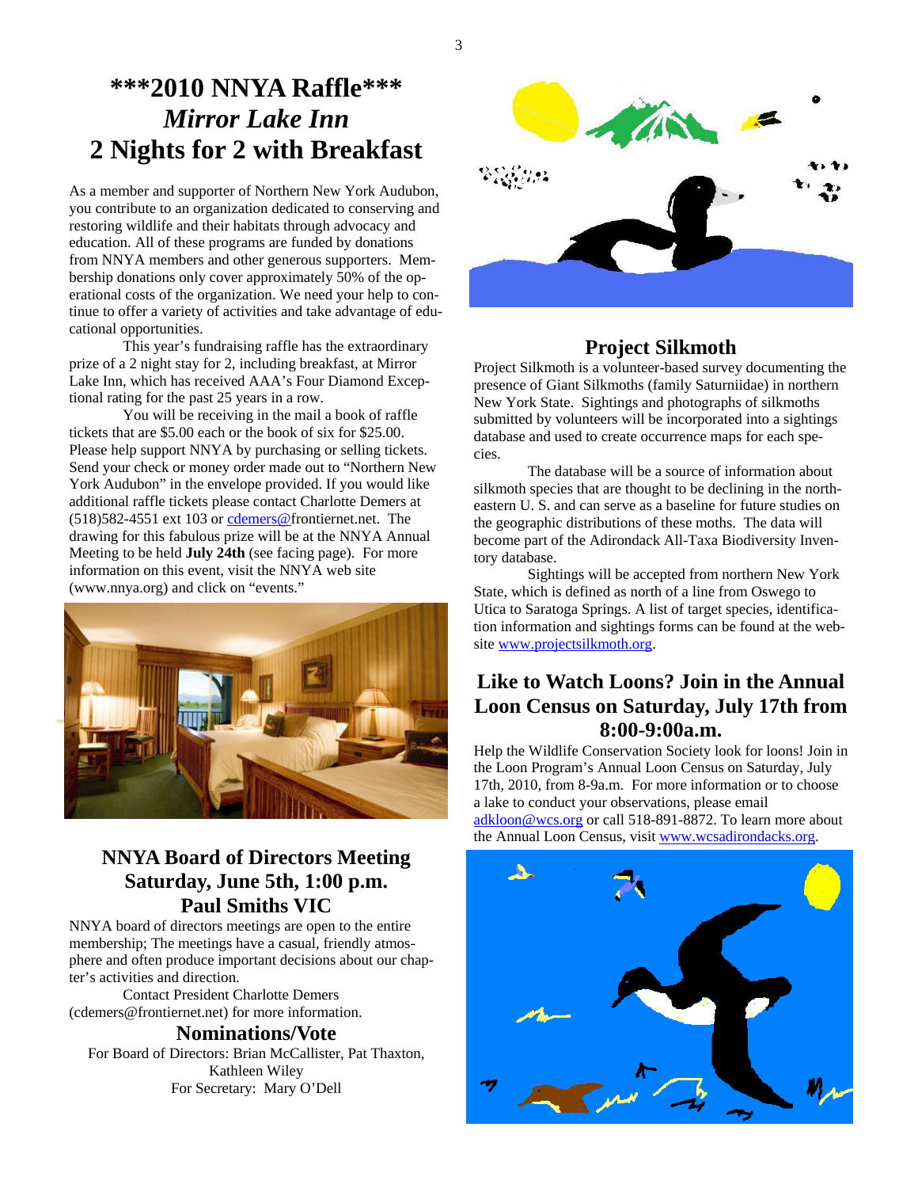# ***2010 NNYA Raffle***
# *Mirror Lake Inn*
# 2 Nights for 2 with Breakfast

As a member and supporter of Northern New York Audubon, you contribute to an organization dedicated to conserving and restoring wildlife and their habitats through advocacy and education. All of these programs are funded by donations from NNYA members and other generous supporters. Membership donations only cover approximately 50% of the operational costs of the organization. We need your help to continue to offer a variety of activities and take advantage of educational opportunities.

This year's fundraising raffle has the extraordinary prize of a 2 night stay for 2, including breakfast, at Mirror Lake Inn, which has received AAA's Four Diamond Exceptional rating for the past 25 years in a row.

You will be receiving in the mail a book of raffle tickets that are $5.00 each or the book of six for $25.00. Please help support NNYA by purchasing or selling tickets. Send your check or money order made out to "Northern New York Audubon" in the envelope provided. If you would like additional raffle tickets please contact Charlotte Demers at (518)582-4551 ext 103 or cdemers@frontiernet.net. The drawing for this fabulous prize will be at the NNYA Annual Meeting to be held **July 24th** (see facing page). For more information on this event, visit the NNYA web site (www.nnya.org) and click on "events."

## NNYA Board of Directors Meeting Saturday, June 5th, 1:00 p.m. Paul Smiths VIC

NNYA board of directors meetings are open to the entire membership; The meetings have a casual, friendly atmosphere and often produce important decisions about our chapter's activities and direction.

Contact President Charlotte Demers (cdemers@frontiernet.net) for more information.

### Nominations/Vote

For Board of Directors: Brian McCallister, Pat Thaxton, Kathleen Wiley

For Secretary: Mary O'Dell

## Project Silkmoth

Project Silkmoth is a volunteer-based survey documenting the presence of Giant Silkmoths (family Saturniidae) in northern New York State. Sightings and photographs of silkmoths submitted by volunteers will be incorporated into a sightings database and used to create occurrence maps for each species.

The database will be a source of information about silkmoth species that are thought to be declining in the northeastern U. S. and can serve as a baseline for future studies on the geographic distributions of these moths. The data will become part of the Adirondack All-Taxa Biodiversity Inventory database.

Sightings will be accepted from northern New York State, which is defined as north of a line from Oswego to Utica to Saratoga Springs. A list of target species, identification information and sightings forms can be found at the website www.projectsilkmoth.org.

## Like to Watch Loons? Join in the Annual Loon Census on Saturday, July 17th from 8:00-9:00a.m.

Help the Wildlife Conservation Society look for loons! Join in the Loon Program's Annual Loon Census on Saturday, July 17th, 2010, from 8-9a.m. For more information or to choose a lake to conduct your observations, please email adkloon@wcs.org or call 518-891-8872. To learn more about the Annual Loon Census, visit www.wcsadirondacks.org.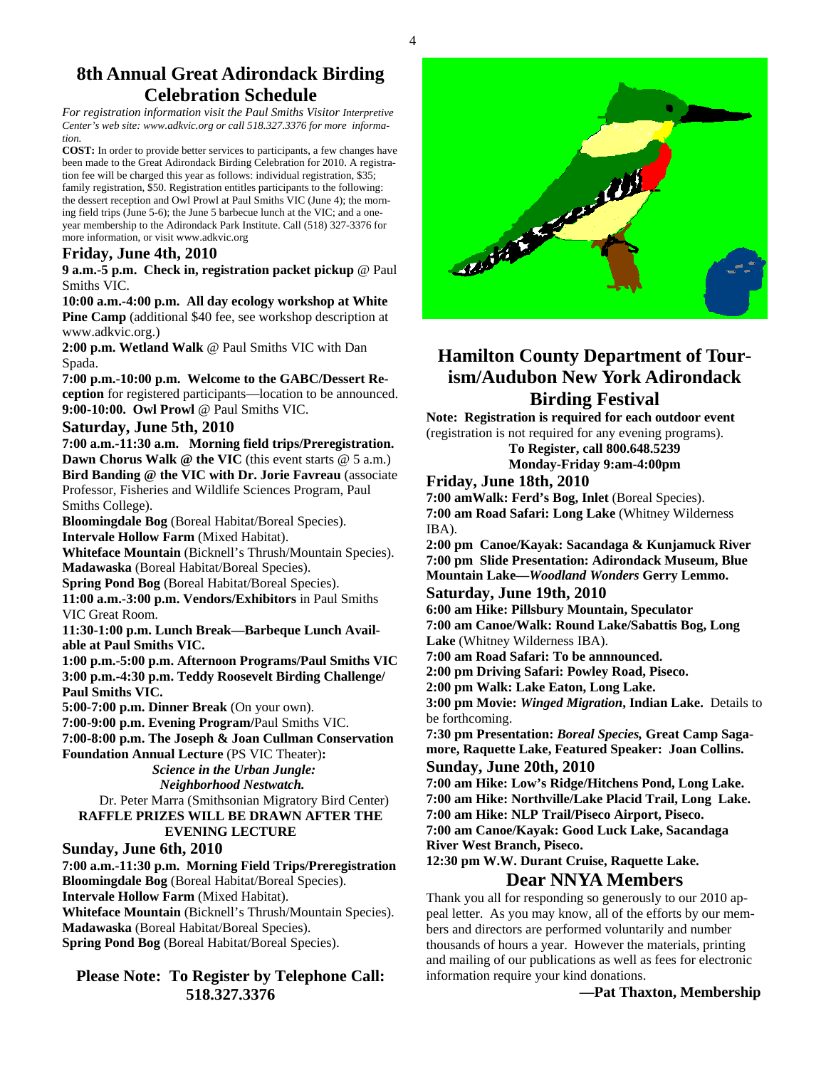# 8th Annual Great Adirondack Birding Celebration Schedule

*For registration information visit the Paul Smiths Visitor Interpretive Center's web site: www.adkvic.org or call 518.327.3376 for more information.*

**COST:** In order to provide better services to participants, a few changes have been made to the Great Adirondack Birding Celebration for 2010. A registration fee will be charged this year as follows: individual registration, $35; family registration, $50. Registration entitles participants to the following: the dessert reception and Owl Prowl at Paul Smiths VIC (June 4); the morning field trips (June 5-6); the June 5 barbecue lunch at the VIC; and a one-year membership to the Adirondack Park Institute. Call (518) 327-3376 for more information, or visit www.adkvic.org

### Friday, June 4th, 2010

**9 a.m.-5 p.m. Check in, registration packet pickup** @ Paul Smiths VIC.

**10:00 a.m.-4:00 p.m. All day ecology workshop at White Pine Camp** (additional $40 fee, see workshop description at www.adkvic.org.)

**2:00 p.m. Wetland Walk** @ Paul Smiths VIC with Dan Spada.

**7:00 p.m.-10:00 p.m. Welcome to the GABC/Dessert Reception** for registered participants—location to be announced.

**9:00-10:00. Owl Prowl** @ Paul Smiths VIC.

### Saturday, June 5th, 2010

**7:00 a.m.-11:30 a.m. Morning field trips/Preregistration.**
**Dawn Chorus Walk @ the VIC** (this event starts @ 5 a.m.)
**Bird Banding @ the VIC with Dr. Jorie Favreau** (associate Professor, Fisheries and Wildlife Sciences Program, Paul Smiths College).
**Bloomingdale Bog** (Boreal Habitat/Boreal Species).
**Intervale Hollow Farm** (Mixed Habitat).
**Whiteface Mountain** (Bicknell's Thrush/Mountain Species).
**Madawaska** (Boreal Habitat/Boreal Species).
**Spring Pond Bog** (Boreal Habitat/Boreal Species).

**11:00 a.m.-3:00 p.m. Vendors/Exhibitors** in Paul Smiths VIC Great Room.

**11:30-1:00 p.m. Lunch Break—Barbeque Lunch Available at Paul Smiths VIC.**

**1:00 p.m.-5:00 p.m. Afternoon Programs/Paul Smiths VIC**

**3:00 p.m.-4:30 p.m. Teddy Roosevelt Birding Challenge/ Paul Smiths VIC.**

**5:00-7:00 p.m. Dinner Break** (On your own).

**7:00-9:00 p.m. Evening Program/**Paul Smiths VIC.

**7:00-8:00 p.m. The Joseph & Joan Cullman Conservation Foundation Annual Lecture** (PS VIC Theater)**:**

*Science in the Urban Jungle:*
*Neighborhood Nestwatch.*
Dr. Peter Marra (Smithsonian Migratory Bird Center)

**RAFFLE PRIZES WILL BE DRAWN AFTER THE EVENING LECTURE**

### Sunday, June 6th, 2010

**7:00 a.m.-11:30 p.m. Morning Field Trips/Preregistration**
**Bloomingdale Bog** (Boreal Habitat/Boreal Species).
**Intervale Hollow Farm** (Mixed Habitat).
**Whiteface Mountain** (Bicknell's Thrush/Mountain Species).
**Madawaska** (Boreal Habitat/Boreal Species).
**Spring Pond Bog** (Boreal Habitat/Boreal Species).

**Please Note: To Register by Telephone Call: 518.327.3376**

# Hamilton County Department of Tourism/Audubon New York Adirondack Birding Festival

**Note: Registration is required for each outdoor event** (registration is not required for any evening programs).

**To Register, call 800.648.5239**
**Monday-Friday 9:am-4:00pm**

### Friday, June 18th, 2010

**7:00 amWalk: Ferd's Bog, Inlet** (Boreal Species).
**7:00 am Road Safari: Long Lake** (Whitney Wilderness IBA).
**2:00 pm Canoe/Kayak: Sacandaga & Kunjamuck River**
**7:00 pm Slide Presentation: Adirondack Museum, Blue Mountain Lake—*Woodland Wonders* Gerry Lemmo.**

### Saturday, June 19th, 2010

**6:00 am Hike: Pillsbury Mountain, Speculator**
**7:00 am Canoe/Walk: Round Lake/Sabattis Bog, Long Lake** (Whitney Wilderness IBA).
**7:00 am Road Safari: To be annnounced.**
**2:00 pm Driving Safari: Powley Road, Piseco.**
**2:00 pm Walk: Lake Eaton, Long Lake.**
**3:00 pm Movie: *Winged Migration*, Indian Lake.** Details to be forthcoming.
**7:30 pm Presentation: *Boreal Species,* Great Camp Sagamore, Raquette Lake, Featured Speaker: Joan Collins.**

### Sunday, June 20th, 2010

**7:00 am Hike: Low's Ridge/Hitchens Pond, Long Lake.**
**7:00 am Hike: Northville/Lake Placid Trail, Long Lake.**
**7:00 am Hike: NLP Trail/Piseco Airport, Piseco.**
**7:00 am Canoe/Kayak: Good Luck Lake, Sacandaga River West Branch, Piseco.**
**12:30 pm W.W. Durant Cruise, Raquette Lake.**

## Dear NNYA Members

Thank you all for responding so generously to our 2010 appeal letter. As you may know, all of the efforts by our members and directors are performed voluntarily and number thousands of hours a year. However the materials, printing and mailing of our publications as well as fees for electronic information require your kind donations.

**—Pat Thaxton, Membership**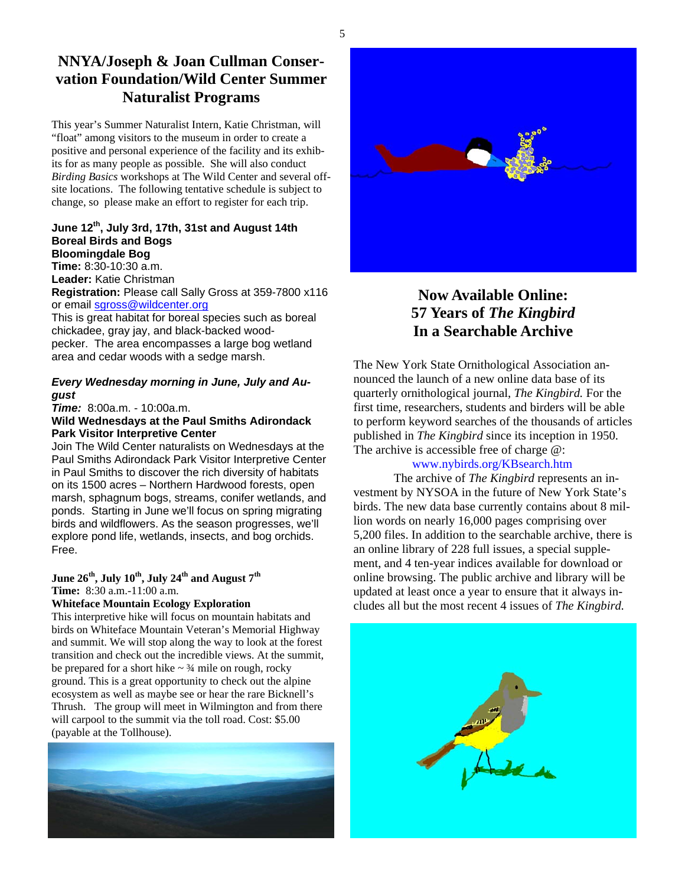# NNYA/Joseph & Joan Cullman Conservation Foundation/Wild Center Summer Naturalist Programs

This year's Summer Naturalist Intern, Katie Christman, will "float" among visitors to the museum in order to create a positive and personal experience of the facility and its exhibits for as many people as possible. She will also conduct *Birding Basics* workshops at The Wild Center and several off-site locations. The following tentative schedule is subject to change, so please make an effort to register for each trip.

**June 12th, July 3rd, 17th, 31st and August 14th**
**Boreal Birds and Bogs**
**Bloomingdale Bog**
**Time:** 8:30-10:30 a.m.
**Leader:** Katie Christman
**Registration:** Please call Sally Gross at 359-7800 x116 or email sgross@wildcenter.org
This is great habitat for boreal species such as boreal chickadee, gray jay, and black-backed woodpecker. The area encompasses a large bog wetland area and cedar woods with a sedge marsh.

***Every Wednesday morning in June, July and August***
***Time:*** 8:00a.m. - 10:00a.m.
**Wild Wednesdays at the Paul Smiths Adirondack Park Visitor Interpretive Center**
Join The Wild Center naturalists on Wednesdays at the Paul Smiths Adirondack Park Visitor Interpretive Center in Paul Smiths to discover the rich diversity of habitats on its 1500 acres – Northern Hardwood forests, open marsh, sphagnum bogs, streams, conifer wetlands, and ponds. Starting in June we'll focus on spring migrating birds and wildflowers. As the season progresses, we'll explore pond life, wetlands, insects, and bog orchids. Free.

**June 26th, July 10th, July 24th and August 7th**
**Time:** 8:30 a.m.-11:00 a.m.
**Whiteface Mountain Ecology Exploration**
This interpretive hike will focus on mountain habitats and birds on Whiteface Mountain Veteran's Memorial Highway and summit. We will stop along the way to look at the forest transition and check out the incredible views. At the summit, be prepared for a short hike ~ ¾ mile on rough, rocky ground. This is a great opportunity to check out the alpine ecosystem as well as maybe see or hear the rare Bicknell's Thrush. The group will meet in Wilmington and from there will carpool to the summit via the toll road. Cost: $5.00 (payable at the Tollhouse).

## Now Available Online: 57 Years of *The Kingbird* In a Searchable Archive

The New York State Ornithological Association announced the launch of a new online data base of its quarterly ornithological journal, *The Kingbird.* For the first time, researchers, students and birders will be able to perform keyword searches of the thousands of articles published in *The Kingbird* since its inception in 1950. The archive is accessible free of charge @:

www.nybirds.org/KBsearch.htm

The archive of *The Kingbird* represents an investment by NYSOA in the future of New York State's birds. The new data base currently contains about 8 million words on nearly 16,000 pages comprising over 5,200 files. In addition to the searchable archive, there is an online library of 228 full issues, a special supplement, and 4 ten-year indices available for download or online browsing. The public archive and library will be updated at least once a year to ensure that it always includes all but the most recent 4 issues of *The Kingbird.*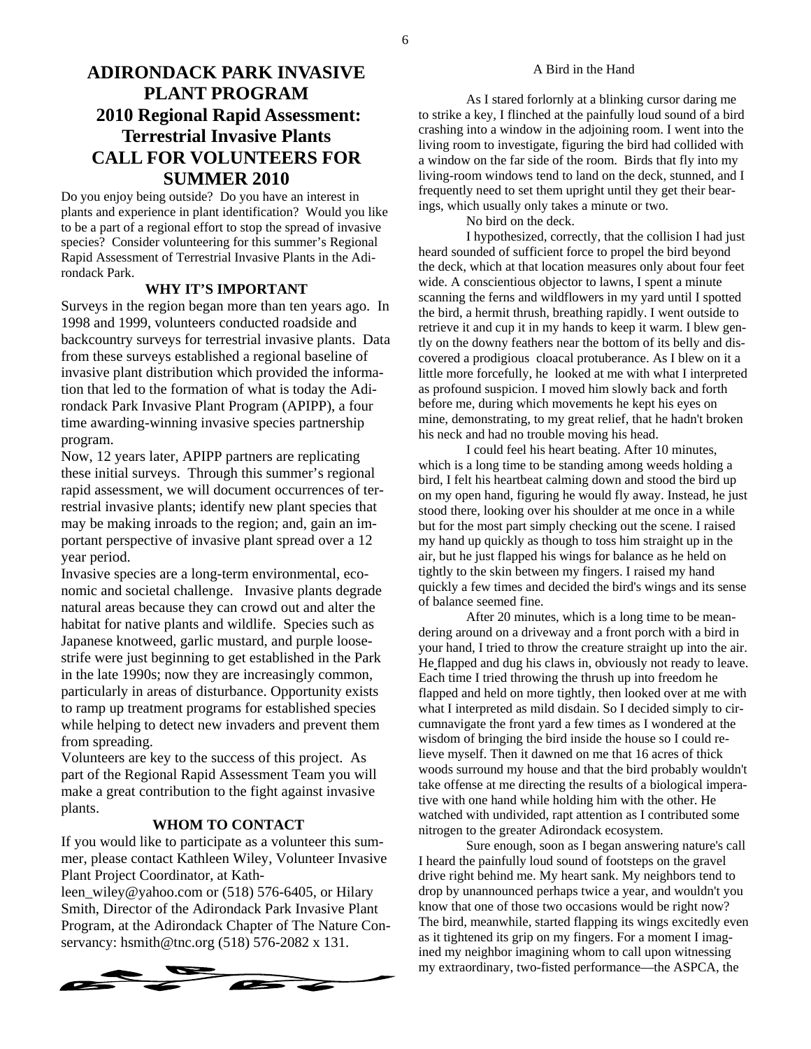# ADIRONDACK PARK INVASIVE PLANT PROGRAM 2010 Regional Rapid Assessment: Terrestrial Invasive Plants CALL FOR VOLUNTEERS FOR SUMMER 2010

Do you enjoy being outside? Do you have an interest in plants and experience in plant identification? Would you like to be a part of a regional effort to stop the spread of invasive species? Consider volunteering for this summer's Regional Rapid Assessment of Terrestrial Invasive Plants in the Adirondack Park.

### WHY IT'S IMPORTANT

Surveys in the region began more than ten years ago. In 1998 and 1999, volunteers conducted roadside and backcountry surveys for terrestrial invasive plants. Data from these surveys established a regional baseline of invasive plant distribution which provided the information that led to the formation of what is today the Adirondack Park Invasive Plant Program (APIPP), a four time awarding-winning invasive species partnership program.

Now, 12 years later, APIPP partners are replicating these initial surveys. Through this summer's regional rapid assessment, we will document occurrences of terrestrial invasive plants; identify new plant species that may be making inroads to the region; and, gain an important perspective of invasive plant spread over a 12 year period.

Invasive species are a long-term environmental, economic and societal challenge. Invasive plants degrade natural areas because they can crowd out and alter the habitat for native plants and wildlife. Species such as Japanese knotweed, garlic mustard, and purple loosestrife were just beginning to get established in the Park in the late 1990s; now they are increasingly common, particularly in areas of disturbance. Opportunity exists to ramp up treatment programs for established species while helping to detect new invaders and prevent them from spreading.

Volunteers are key to the success of this project. As part of the Regional Rapid Assessment Team you will make a great contribution to the fight against invasive plants.

### WHOM TO CONTACT

If you would like to participate as a volunteer this summer, please contact Kathleen Wiley, Volunteer Invasive Plant Project Coordinator, at kathleen_wiley@yahoo.com or (518) 576-6405, or Hilary Smith, Director of the Adirondack Park Invasive Plant Program, at the Adirondack Chapter of The Nature Conservancy: hsmith@tnc.org (518) 576-2082 x 131.

## A Bird in the Hand

As I stared forlornly at a blinking cursor daring me to strike a key, I flinched at the painfully loud sound of a bird crashing into a window in the adjoining room. I went into the living room to investigate, figuring the bird had collided with a window on the far side of the room. Birds that fly into my living-room windows tend to land on the deck, stunned, and I frequently need to set them upright until they get their bearings, which usually only takes a minute or two.

No bird on the deck.

I hypothesized, correctly, that the collision I had just heard sounded of sufficient force to propel the bird beyond the deck, which at that location measures only about four feet wide. A conscientious objector to lawns, I spent a minute scanning the ferns and wildflowers in my yard until I spotted the bird, a hermit thrush, breathing rapidly. I went outside to retrieve it and cup it in my hands to keep it warm. I blew gently on the downy feathers near the bottom of its belly and discovered a prodigious cloacal protuberance. As I blew on it a little more forcefully, he looked at me with what I interpreted as profound suspicion. I moved him slowly back and forth before me, during which movements he kept his eyes on mine, demonstrating, to my great relief, that he hadn't broken his neck and had no trouble moving his head.

I could feel his heart beating. After 10 minutes, which is a long time to be standing among weeds holding a bird, I felt his heartbeat calming down and stood the bird up on my open hand, figuring he would fly away. Instead, he just stood there, looking over his shoulder at me once in a while but for the most part simply checking out the scene. I raised my hand up quickly as though to toss him straight up in the air, but he just flapped his wings for balance as he held on tightly to the skin between my fingers. I raised my hand quickly a few times and decided the bird's wings and its sense of balance seemed fine.

After 20 minutes, which is a long time to be meandering around on a driveway and a front porch with a bird in your hand, I tried to throw the creature straight up into the air. He flapped and dug his claws in, obviously not ready to leave. Each time I tried throwing the thrush up into freedom he flapped and held on more tightly, then looked over at me with what I interpreted as mild disdain. So I decided simply to circumnavigate the front yard a few times as I wondered at the wisdom of bringing the bird inside the house so I could relieve myself. Then it dawned on me that 16 acres of thick woods surround my house and that the bird probably wouldn't take offense at me directing the results of a biological imperative with one hand while holding him with the other. He watched with undivided, rapt attention as I contributed some nitrogen to the greater Adirondack ecosystem.

Sure enough, soon as I began answering nature's call I heard the painfully loud sound of footsteps on the gravel drive right behind me. My heart sank. My neighbors tend to drop by unannounced perhaps twice a year, and wouldn't you know that one of those two occasions would be right now? The bird, meanwhile, started flapping its wings excitedly even as it tightened its grip on my fingers. For a moment I imagined my neighbor imagining whom to call upon witnessing my extraordinary, two-fisted performance—the ASPCA, the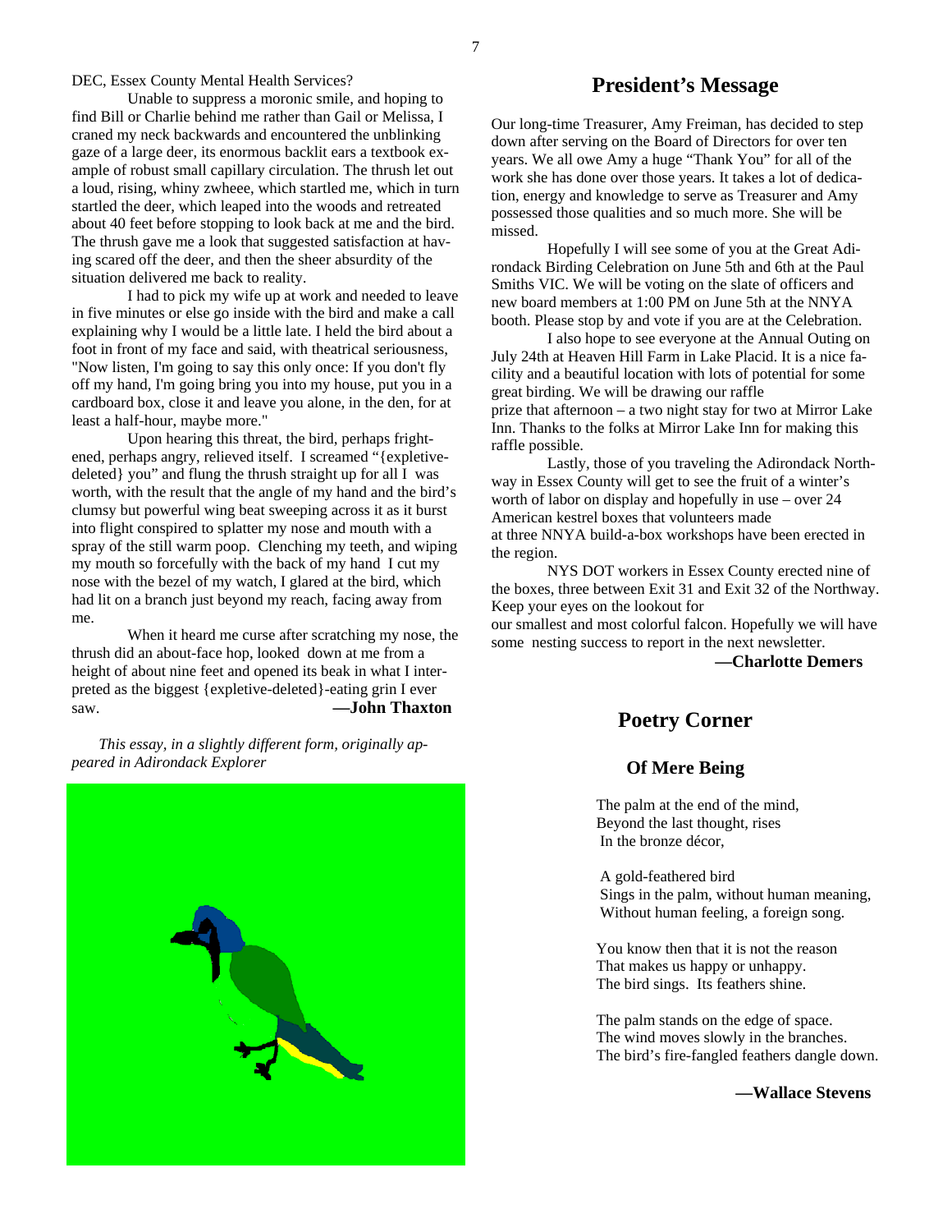DEC, Essex County Mental Health Services?

Unable to suppress a moronic smile, and hoping to find Bill or Charlie behind me rather than Gail or Melissa, I craned my neck backwards and encountered the unblinking gaze of a large deer, its enormous backlit ears a textbook example of robust small capillary circulation. The thrush let out a loud, rising, whiny zwheee, which startled me, which in turn startled the deer, which leaped into the woods and retreated about 40 feet before stopping to look back at me and the bird. The thrush gave me a look that suggested satisfaction at having scared off the deer, and then the sheer absurdity of the situation delivered me back to reality.

I had to pick my wife up at work and needed to leave in five minutes or else go inside with the bird and make a call explaining why I would be a little late. I held the bird about a foot in front of my face and said, with theatrical seriousness, "Now listen, I'm going to say this only once: If you don't fly off my hand, I'm going bring you into my house, put you in a cardboard box, close it and leave you alone, in the den, for at least a half-hour, maybe more."

Upon hearing this threat, the bird, perhaps frightened, perhaps angry, relieved itself. I screamed "{expletive-deleted} you" and flung the thrush straight up for all I was worth, with the result that the angle of my hand and the bird's clumsy but powerful wing beat sweeping across it as it burst into flight conspired to splatter my nose and mouth with a spray of the still warm poop. Clenching my teeth, and wiping my mouth so forcefully with the back of my hand I cut my nose with the bezel of my watch, I glared at the bird, which had lit on a branch just beyond my reach, facing away from me.

When it heard me curse after scratching my nose, the thrush did an about-face hop, looked down at me from a height of about nine feet and opened its beak in what I interpreted as the biggest {expletive-deleted}-eating grin I ever saw. **—John Thaxton**

*This essay, in a slightly different form, originally appeared in Adirondack Explorer*

## President's Message

Our long-time Treasurer, Amy Freiman, has decided to step down after serving on the Board of Directors for over ten years. We all owe Amy a huge "Thank You" for all of the work she has done over those years. It takes a lot of dedication, energy and knowledge to serve as Treasurer and Amy possessed those qualities and so much more. She will be missed.

Hopefully I will see some of you at the Great Adirondack Birding Celebration on June 5th and 6th at the Paul Smiths VIC. We will be voting on the slate of officers and new board members at 1:00 PM on June 5th at the NNYA booth. Please stop by and vote if you are at the Celebration.

I also hope to see everyone at the Annual Outing on July 24th at Heaven Hill Farm in Lake Placid. It is a nice facility and a beautiful location with lots of potential for some great birding. We will be drawing our raffle prize that afternoon – a two night stay for two at Mirror Lake Inn. Thanks to the folks at Mirror Lake Inn for making this raffle possible.

Lastly, those of you traveling the Adirondack Northway in Essex County will get to see the fruit of a winter's worth of labor on display and hopefully in use – over 24 American kestrel boxes that volunteers made at three NNYA build-a-box workshops have been erected in the region.

NYS DOT workers in Essex County erected nine of the boxes, three between Exit 31 and Exit 32 of the Northway. Keep your eyes on the lookout for our smallest and most colorful falcon. Hopefully we will have some nesting success to report in the next newsletter.

**—Charlotte Demers**

## Poetry Corner

### Of Mere Being

The palm at the end of the mind,
Beyond the last thought, rises
In the bronze décor,

A gold-feathered bird
Sings in the palm, without human meaning,
Without human feeling, a foreign song.

You know then that it is not the reason
That makes us happy or unhappy.
The bird sings. Its feathers shine.

The palm stands on the edge of space.
The wind moves slowly in the branches.
The bird's fire-fangled feathers dangle down.

**—Wallace Stevens**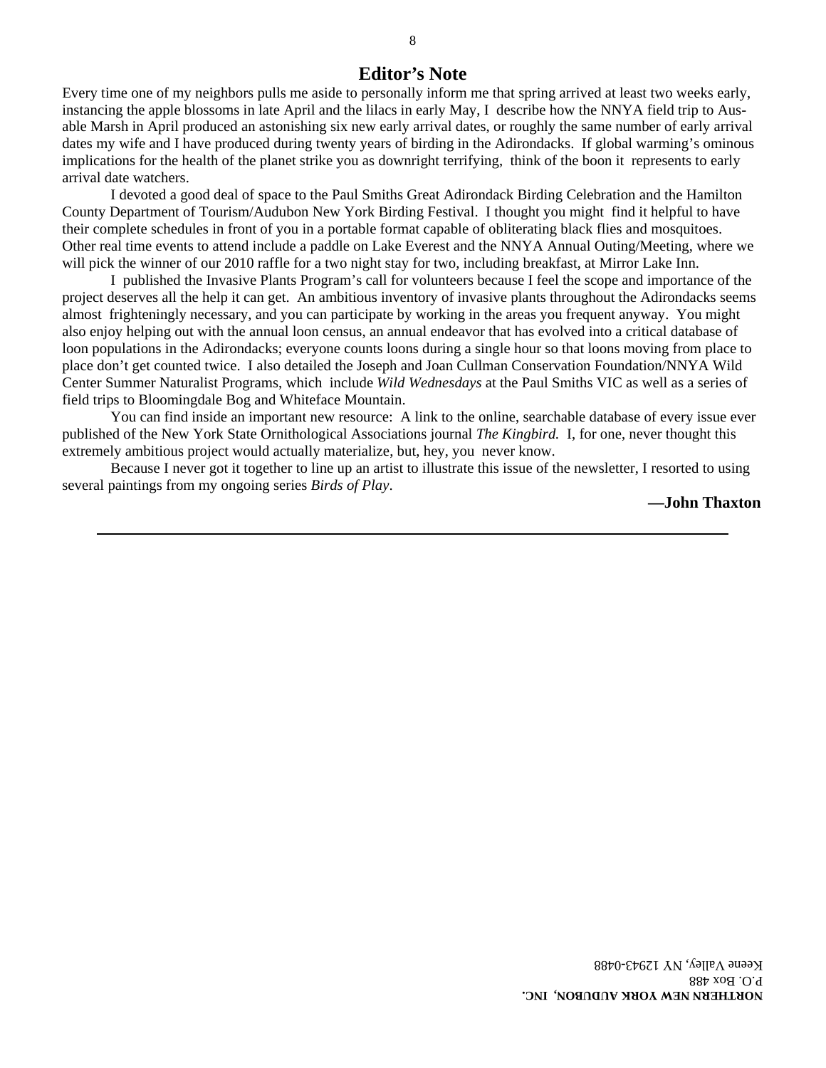## Editor's Note

Every time one of my neighbors pulls me aside to personally inform me that spring arrived at least two weeks early, instancing the apple blossoms in late April and the lilacs in early May, I describe how the NNYA field trip to Ausable Marsh in April produced an astonishing six new early arrival dates, or roughly the same number of early arrival dates my wife and I have produced during twenty years of birding in the Adirondacks. If global warming's ominous implications for the health of the planet strike you as downright terrifying, think of the boon it represents to early arrival date watchers.

I devoted a good deal of space to the Paul Smiths Great Adirondack Birding Celebration and the Hamilton County Department of Tourism/Audubon New York Birding Festival. I thought you might find it helpful to have their complete schedules in front of you in a portable format capable of obliterating black flies and mosquitoes. Other real time events to attend include a paddle on Lake Everest and the NNYA Annual Outing/Meeting, where we will pick the winner of our 2010 raffle for a two night stay for two, including breakfast, at Mirror Lake Inn.

I published the Invasive Plants Program's call for volunteers because I feel the scope and importance of the project deserves all the help it can get. An ambitious inventory of invasive plants throughout the Adirondacks seems almost frighteningly necessary, and you can participate by working in the areas you frequent anyway. You might also enjoy helping out with the annual loon census, an annual endeavor that has evolved into a critical database of loon populations in the Adirondacks; everyone counts loons during a single hour so that loons moving from place to place don't get counted twice. I also detailed the Joseph and Joan Cullman Conservation Foundation/NNYA Wild Center Summer Naturalist Programs, which include *Wild Wednesdays* at the Paul Smiths VIC as well as a series of field trips to Bloomingdale Bog and Whiteface Mountain.

You can find inside an important new resource: A link to the online, searchable database of every issue ever published of the New York State Ornithological Associations journal *The Kingbird.* I, for one, never thought this extremely ambitious project would actually materialize, but, hey, you never know.

Because I never got it together to line up an artist to illustrate this issue of the newsletter, I resorted to using several paintings from my ongoing series *Birds of Play*.

**—John Thaxton**

---

**NORTHERN NEW YORK AUDUBON, INC.**
P.O. Box 488
Keene Valley, NY 12943-0488